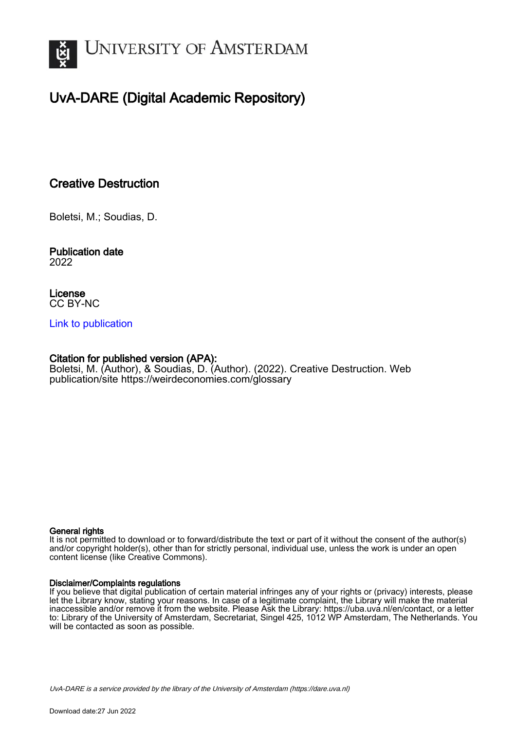# UNIVERSITY OF AMSTERDAM

## UvA-DARE (Digital Academic Repository)

### Creative Destruction

Boletsi, M.; Soudias, D.

**Publication date**
2022

**License**
CC BY-NC

Link to publication

**Citation for published version (APA):**
Boletsi, M. (Author), & Soudias, D. (Author). (2022). Creative Destruction. Web publication/site https://weirdeconomies.com/glossary

**General rights**
It is not permitted to download or to forward/distribute the text or part of it without the consent of the author(s) and/or copyright holder(s), other than for strictly personal, individual use, unless the work is under an open content license (like Creative Commons).

**Disclaimer/Complaints regulations**
If you believe that digital publication of certain material infringes any of your rights or (privacy) interests, please let the Library know, stating your reasons. In case of a legitimate complaint, the Library will make the material inaccessible and/or remove it from the website. Please Ask the Library: https://uba.uva.nl/en/contact, or a letter to: Library of the University of Amsterdam, Secretariat, Singel 425, 1012 WP Amsterdam, The Netherlands. You will be contacted as soon as possible.

UvA-DARE is a service provided by the library of the University of Amsterdam (https://dare.uva.nl)

Download date:27 Jun 2022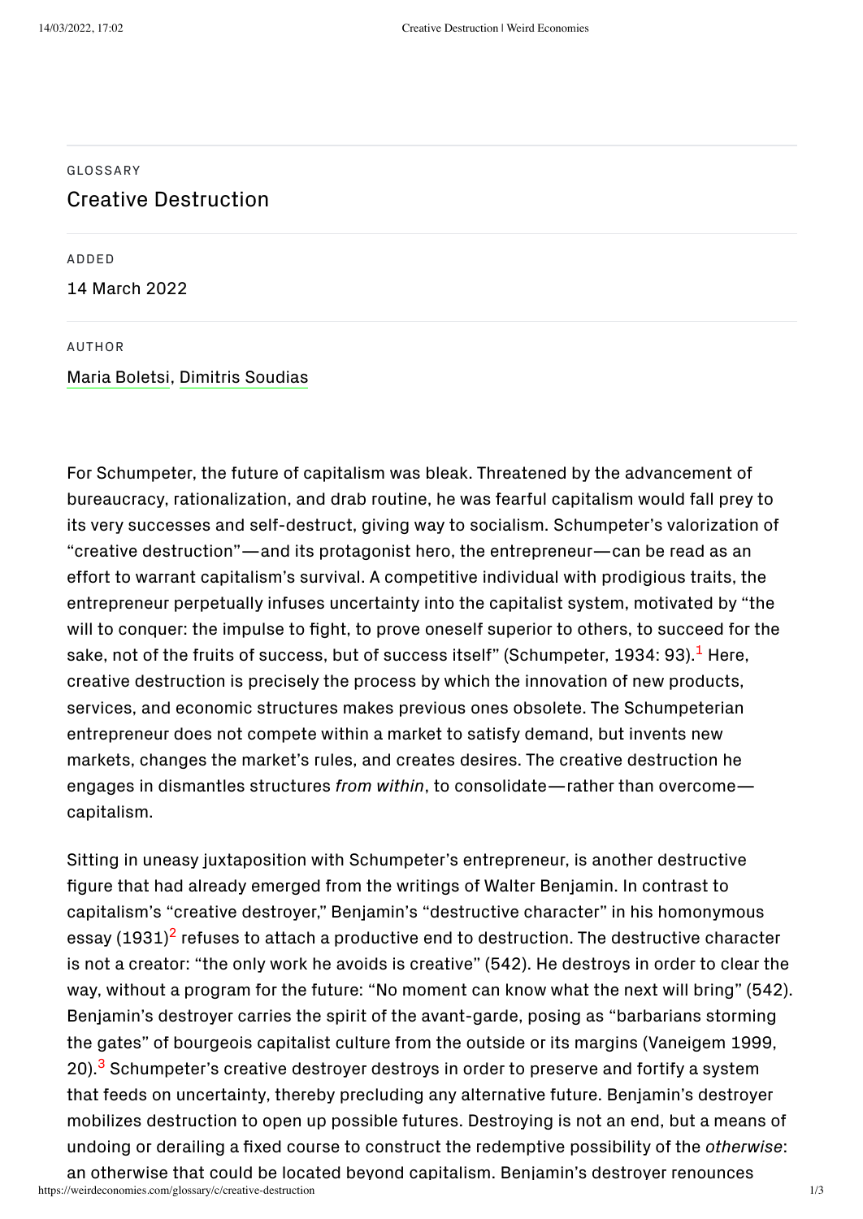GLOSSARY

# Creative Destruction

ADDED

14 March 2022

AUTHOR

Maria Boletsi, Dimitris Soudias

For Schumpeter, the future of capitalism was bleak. Threatened by the advancement of bureaucracy, rationalization, and drab routine, he was fearful capitalism would fall prey to its very successes and self-destruct, giving way to socialism. Schumpeter's valorization of "creative destruction"—and its protagonist hero, the entrepreneur—can be read as an effort to warrant capitalism's survival. A competitive individual with prodigious traits, the entrepreneur perpetually infuses uncertainty into the capitalist system, motivated by "the will to conquer: the impulse to fight, to prove oneself superior to others, to succeed for the sake, not of the fruits of success, but of success itself" (Schumpeter, 1934: 93).[1] Here, creative destruction is precisely the process by which the innovation of new products, services, and economic structures makes previous ones obsolete. The Schumpeterian entrepreneur does not compete within a market to satisfy demand, but invents new markets, changes the market's rules, and creates desires. The creative destruction he engages in dismantles structures *from within*, to consolidate—rather than overcome—capitalism.

Sitting in uneasy juxtaposition with Schumpeter's entrepreneur, is another destructive figure that had already emerged from the writings of Walter Benjamin. In contrast to capitalism's "creative destroyer," Benjamin's "destructive character" in his homonymous essay (1931)[2] refuses to attach a productive end to destruction. The destructive character is not a creator: "the only work he avoids is creative" (542). He destroys in order to clear the way, without a program for the future: "No moment can know what the next will bring" (542). Benjamin's destroyer carries the spirit of the avant-garde, posing as "barbarians storming the gates" of bourgeois capitalist culture from the outside or its margins (Vaneigem 1999, 20).[3] Schumpeter's creative destroyer destroys in order to preserve and fortify a system that feeds on uncertainty, thereby precluding any alternative future. Benjamin's destroyer mobilizes destruction to open up possible futures. Destroying is not an end, but a means of undoing or derailing a fixed course to construct the redemptive possibility of the *otherwise*: an otherwise that could be located beyond capitalism. Benjamin's destroyer renounces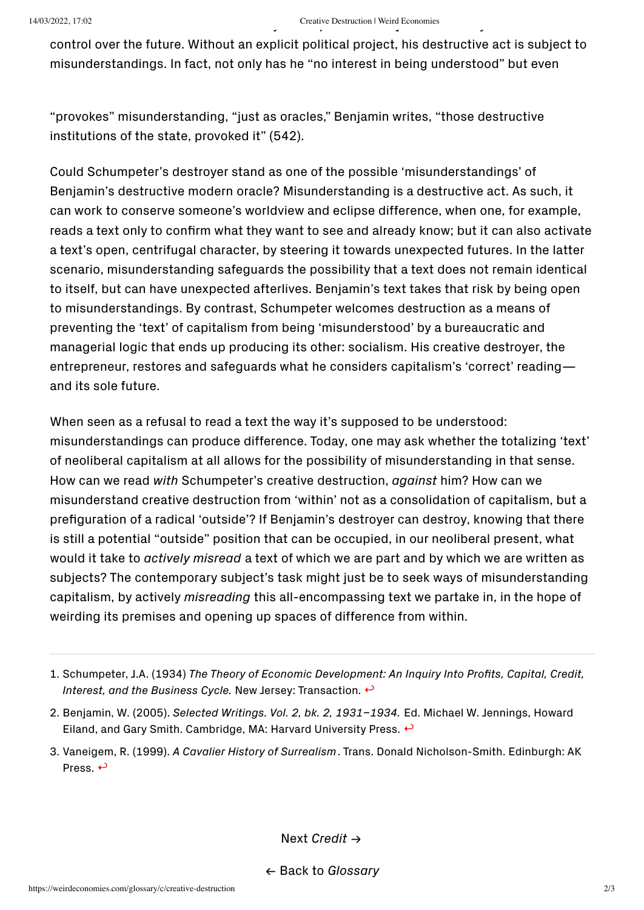control over the future. Without an explicit political project, his destructive act is subject to misunderstandings. In fact, not only has he "no interest in being understood" but even "provokes" misunderstanding, "just as oracles," Benjamin writes, "those destructive institutions of the state, provoked it" (542).

Could Schumpeter's destroyer stand as one of the possible 'misunderstandings' of Benjamin's destructive modern oracle? Misunderstanding is a destructive act. As such, it can work to conserve someone's worldview and eclipse difference, when one, for example, reads a text only to confirm what they want to see and already know; but it can also activate a text's open, centrifugal character, by steering it towards unexpected futures. In the latter scenario, misunderstanding safeguards the possibility that a text does not remain identical to itself, but can have unexpected afterlives. Benjamin's text takes that risk by being open to misunderstandings. By contrast, Schumpeter welcomes destruction as a means of preventing the 'text' of capitalism from being 'misunderstood' by a bureaucratic and managerial logic that ends up producing its other: socialism. His creative destroyer, the entrepreneur, restores and safeguards what he considers capitalism's 'correct' reading—and its sole future.

When seen as a refusal to read a text the way it's supposed to be understood: misunderstandings can produce difference. Today, one may ask whether the totalizing 'text' of neoliberal capitalism at all allows for the possibility of misunderstanding in that sense. How can we read *with* Schumpeter's creative destruction, *against* him? How can we misunderstand creative destruction from 'within' not as a consolidation of capitalism, but a prefiguration of a radical 'outside'? If Benjamin's destroyer can destroy, knowing that there is still a potential "outside" position that can be occupied, in our neoliberal present, what would it take to *actively misread* a text of which we are part and by which we are written as subjects? The contemporary subject's task might just be to seek ways of misunderstanding capitalism, by actively *misreading* this all-encompassing text we partake in, in the hope of weirding its premises and opening up spaces of difference from within.

---

1. Schumpeter, J.A. (1934) *The Theory of Economic Development: An Inquiry Into Profits, Capital, Credit, Interest, and the Business Cycle.* New Jersey: Transaction. ↩
2. Benjamin, W. (2005). *Selected Writings. Vol. 2, bk. 2, 1931–1934.* Ed. Michael W. Jennings, Howard Eiland, and Gary Smith. Cambridge, MA: Harvard University Press. ↩
3. Vaneigem, R. (1999). *A Cavalier History of Surrealism*. Trans. Donald Nicholson-Smith. Edinburgh: AK Press. ↩

Next *Credit* →

← Back to *Glossary*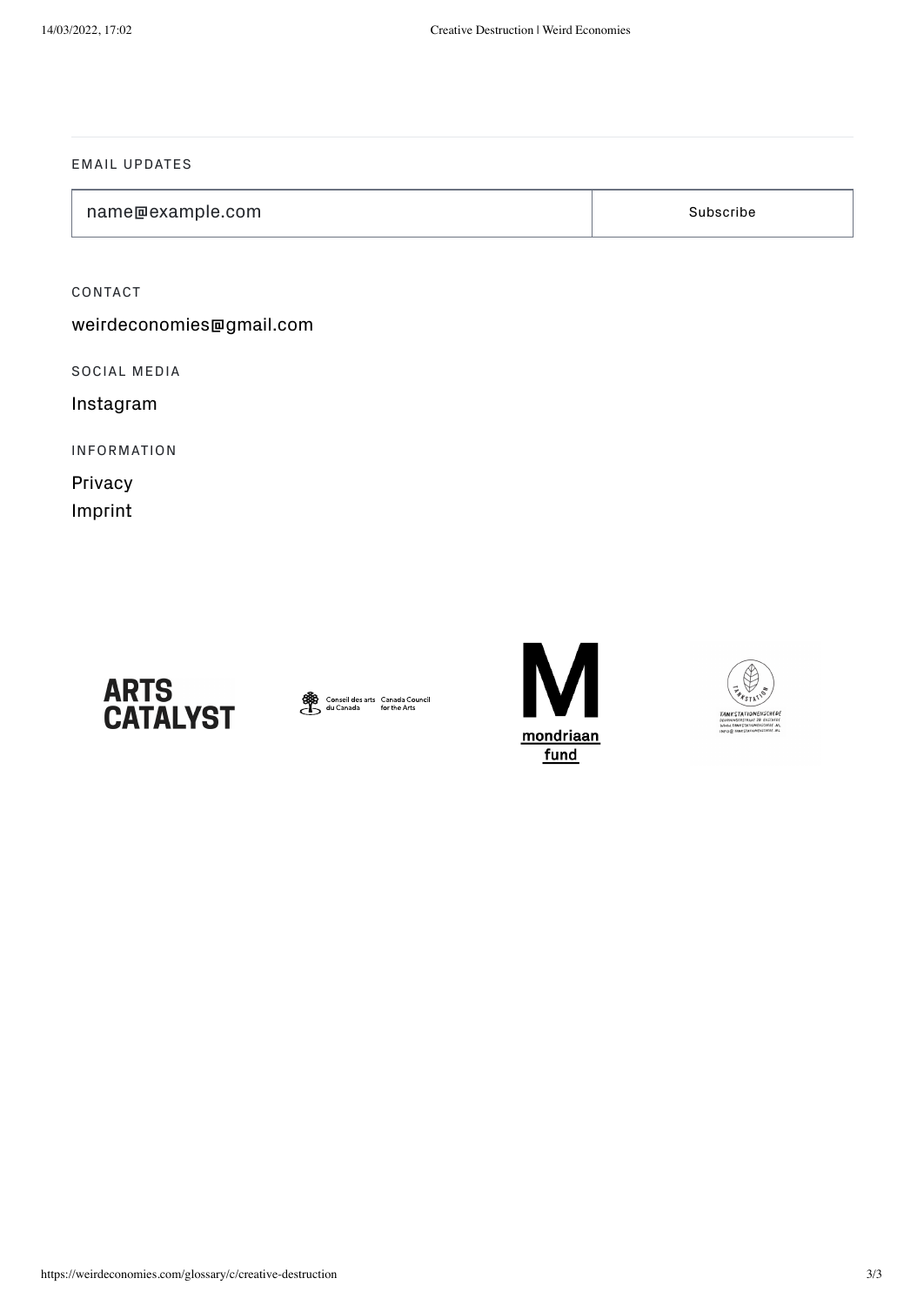EMAIL UPDATES

name@example.com

Subscribe

CONTACT

weirdeconomies@gmail.com

SOCIAL MEDIA

Instagram

INFORMATION

Privacy

Imprint